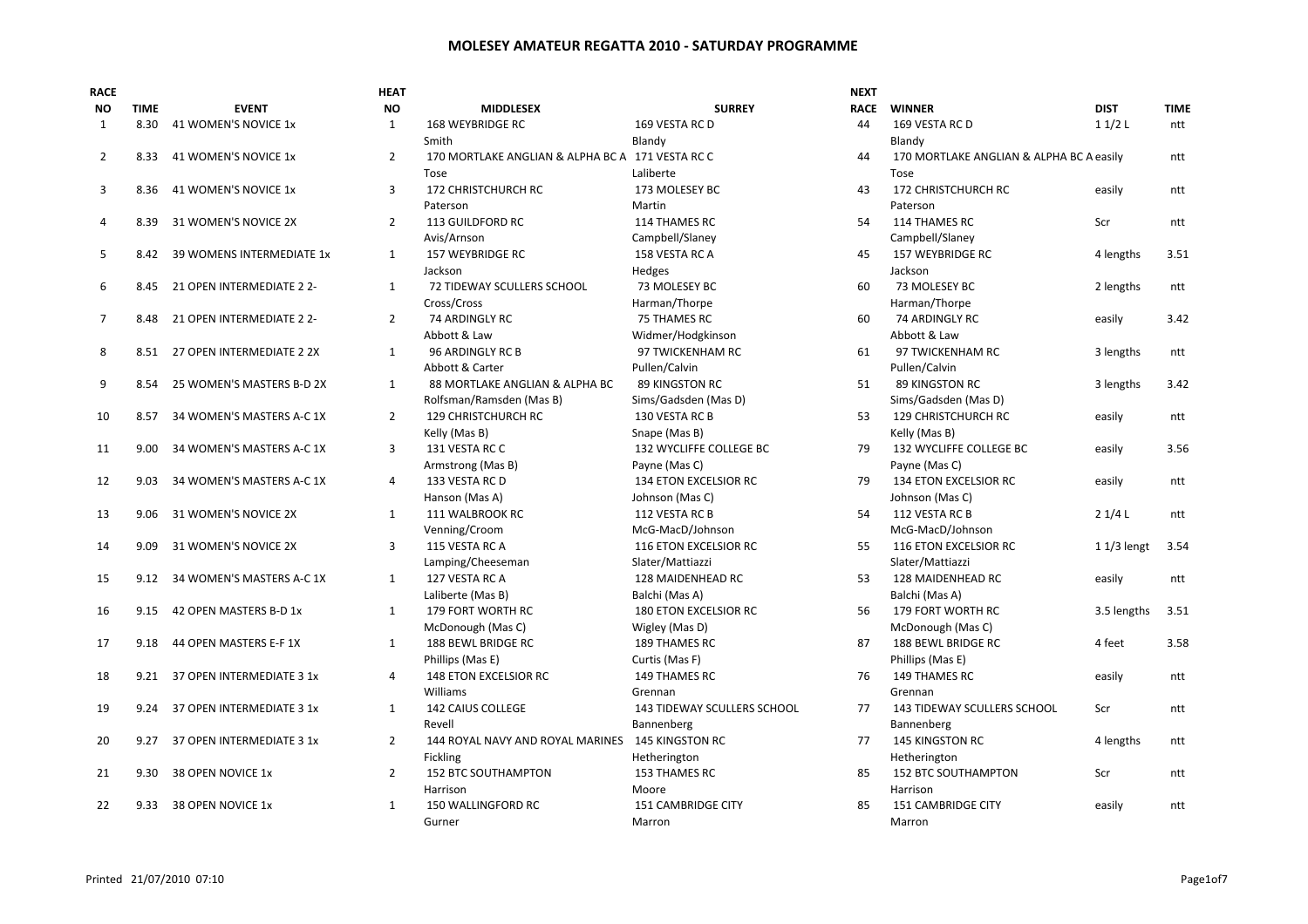# MOLESEY AMATEUR REGATTA 2010 - SATURDAY PROGRAMME

| RACE NO | TIME | EVENT | HEAT NO | MIDDLESEX | SURREY | NEXT RACE | WINNER | DIST | TIME |
|---|---|---|---|---|---|---|---|---|---|
| 1 | 8.30 | 41 WOMEN'S NOVICE 1x | 1 | 168 WEYBRIDGE RC | 169 VESTA RC D | 44 | 169 VESTA RC D | 1 1/2 L | ntt |
| | | | | Smith | Blandy | | Blandy | | |
| 2 | 8.33 | 41 WOMEN'S NOVICE 1x | 2 | 170 MORTLAKE ANGLIAN & ALPHA BC A | 171 VESTA RC C | 44 | 170 MORTLAKE ANGLIAN & ALPHA BC A | easily | ntt |
| | | | | Tose | Laliberte | | Tose | | |
| 3 | 8.36 | 41 WOMEN'S NOVICE 1x | 3 | 172 CHRISTCHURCH RC | 173 MOLESEY BC | 43 | 172 CHRISTCHURCH RC | easily | ntt |
| | | | | Paterson | Martin | | Paterson | | |
| 4 | 8.39 | 31 WOMEN'S NOVICE 2X | 2 | 113 GUILDFORD RC | 114 THAMES RC | 54 | 114 THAMES RC | Scr | ntt |
| | | | | Avis/Arnson | Campbell/Slaney | | Campbell/Slaney | | |
| 5 | 8.42 | 39 WOMENS INTERMEDIATE 1x | 1 | 157 WEYBRIDGE RC | 158 VESTA RC A | 45 | 157 WEYBRIDGE RC | 4 lengths | 3.51 |
| | | | | Jackson | Hedges | | Jackson | | |
| 6 | 8.45 | 21 OPEN INTERMEDIATE 2 2- | 1 | 72 TIDEWAY SCULLERS SCHOOL | 73 MOLESEY BC | 60 | 73 MOLESEY BC | 2 lengths | ntt |
| | | | | Cross/Cross | Harman/Thorpe | | Harman/Thorpe | | |
| 7 | 8.48 | 21 OPEN INTERMEDIATE 2 2- | 2 | 74 ARDINGLY RC | 75 THAMES RC | 60 | 74 ARDINGLY RC | easily | 3.42 |
| | | | | Abbott & Law | Widmer/Hodgkinson | | Abbott & Law | | |
| 8 | 8.51 | 27 OPEN INTERMEDIATE 2 2X | 1 | 96 ARDINGLY RC B | 97 TWICKENHAM RC | 61 | 97 TWICKENHAM RC | 3 lengths | ntt |
| | | | | Abbott & Carter | Pullen/Calvin | | Pullen/Calvin | | |
| 9 | 8.54 | 25 WOMEN'S MASTERS B-D 2X | 1 | 88 MORTLAKE ANGLIAN & ALPHA BC | 89 KINGSTON RC | 51 | 89 KINGSTON RC | 3 lengths | 3.42 |
| | | | | Rolfsman/Ramsden (Mas B) | Sims/Gadsden (Mas D) | | Sims/Gadsden (Mas D) | | |
| 10 | 8.57 | 34 WOMEN'S MASTERS A-C 1X | 2 | 129 CHRISTCHURCH RC | 130 VESTA RC B | 53 | 129 CHRISTCHURCH RC | easily | ntt |
| | | | | Kelly (Mas B) | Snape (Mas B) | | Kelly (Mas B) | | |
| 11 | 9.00 | 34 WOMEN'S MASTERS A-C 1X | 3 | 131 VESTA RC C | 132 WYCLIFFE COLLEGE BC | 79 | 132 WYCLIFFE COLLEGE BC | easily | 3.56 |
| | | | | Armstrong (Mas B) | Payne (Mas C) | | Payne (Mas C) | | |
| 12 | 9.03 | 34 WOMEN'S MASTERS A-C 1X | 4 | 133 VESTA RC D | 134 ETON EXCELSIOR RC | 79 | 134 ETON EXCELSIOR RC | easily | ntt |
| | | | | Hanson (Mas A) | Johnson (Mas C) | | Johnson (Mas C) | | |
| 13 | 9.06 | 31 WOMEN'S NOVICE 2X | 1 | 111 WALBROOK RC | 112 VESTA RC B | 54 | 112 VESTA RC B | 2 1/4 L | ntt |
| | | | | Venning/Croom | McG-MacD/Johnson | | McG-MacD/Johnson | | |
| 14 | 9.09 | 31 WOMEN'S NOVICE 2X | 3 | 115 VESTA RC A | 116 ETON EXCELSIOR RC | 55 | 116 ETON EXCELSIOR RC | 1 1/3 lengt | 3.54 |
| | | | | Lamping/Cheeseman | Slater/Mattiazzi | | Slater/Mattiazzi | | |
| 15 | 9.12 | 34 WOMEN'S MASTERS A-C 1X | 1 | 127 VESTA RC A | 128 MAIDENHEAD RC | 53 | 128 MAIDENHEAD RC | easily | ntt |
| | | | | Laliberte (Mas B) | Balchi (Mas A) | | Balchi (Mas A) | | |
| 16 | 9.15 | 42 OPEN MASTERS B-D 1x | 1 | 179 FORT WORTH RC | 180 ETON EXCELSIOR RC | 56 | 179 FORT WORTH RC | 3.5 lengths | 3.51 |
| | | | | McDonough (Mas C) | Wigley (Mas D) | | McDonough (Mas C) | | |
| 17 | 9.18 | 44 OPEN MASTERS E-F 1X | 1 | 188 BEWL BRIDGE RC | 189 THAMES RC | 87 | 188 BEWL BRIDGE RC | 4 feet | 3.58 |
| | | | | Phillips (Mas E) | Curtis (Mas F) | | Phillips (Mas E) | | |
| 18 | 9.21 | 37 OPEN INTERMEDIATE 3 1x | 4 | 148 ETON EXCELSIOR RC | 149 THAMES RC | 76 | 149 THAMES RC | easily | ntt |
| | | | | Williams | Grennan | | Grennan | | |
| 19 | 9.24 | 37 OPEN INTERMEDIATE 3 1x | 1 | 142 CAIUS COLLEGE | 143 TIDEWAY SCULLERS SCHOOL | 77 | 143 TIDEWAY SCULLERS SCHOOL | Scr | ntt |
| | | | | Revell | Bannenberg | | Bannenberg | | |
| 20 | 9.27 | 37 OPEN INTERMEDIATE 3 1x | 2 | 144 ROYAL NAVY AND ROYAL MARINES | 145 KINGSTON RC | 77 | 145 KINGSTON RC | 4 lengths | ntt |
| | | | | Fickling | Hetherington | | Hetherington | | |
| 21 | 9.30 | 38 OPEN NOVICE 1x | 2 | 152 BTC SOUTHAMPTON | 153 THAMES RC | 85 | 152 BTC SOUTHAMPTON | Scr | ntt |
| | | | | Harrison | Moore | | Harrison | | |
| 22 | 9.33 | 38 OPEN NOVICE 1x | 1 | 150 WALLINGFORD RC | 151 CAMBRIDGE CITY | 85 | 151 CAMBRIDGE CITY | easily | ntt |
| | | | | Gurner | Marron | | Marron | | |

Printed 21/07/2010 07:10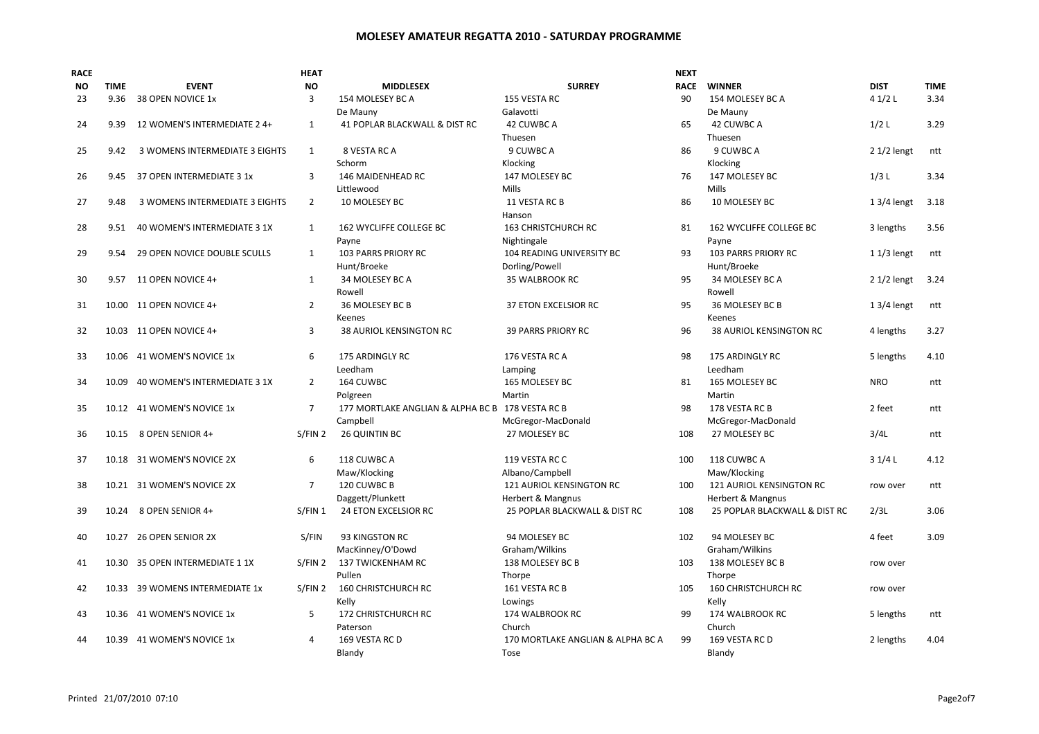# MOLESEY AMATEUR REGATTA 2010 - SATURDAY PROGRAMME

| RACE NO | TIME | EVENT | HEAT NO | MIDDLESEX | SURREY | NEXT RACE | WINNER | DIST | TIME |
|---|---|---|---|---|---|---|---|---|---|
| 23 | 9.36 | 38 OPEN NOVICE 1x | 3 | 154 MOLESEY BC A<br>De Mauny | 155 VESTA RC<br>Galavotti | 90 | 154 MOLESEY BC A<br>De Mauny | 4 1/2 L | 3.34 |
| 24 | 9.39 | 12 WOMEN'S INTERMEDIATE 2 4+ | 1 | 41 POPLAR BLACKWALL & DIST RC | 42 CUWBC A<br>Thuesen | 65 | 42 CUWBC A<br>Thuesen | 1/2 L | 3.29 |
| 25 | 9.42 | 3 WOMENS INTERMEDIATE 3 EIGHTS | 1 | 8 VESTA RC A<br>Schorm | 9 CUWBC A<br>Klocking | 86 | 9 CUWBC A<br>Klocking | 2 1/2 lengt | ntt |
| 26 | 9.45 | 37 OPEN INTERMEDIATE 3 1x | 3 | 146 MAIDENHEAD RC<br>Littlewood | 147 MOLESEY BC<br>Mills | 76 | 147 MOLESEY BC<br>Mills | 1/3 L | 3.34 |
| 27 | 9.48 | 3 WOMENS INTERMEDIATE 3 EIGHTS | 2 | 10 MOLESEY BC | 11 VESTA RC B<br>Hanson | 86 | 10 MOLESEY BC | 1 3/4 lengt | 3.18 |
| 28 | 9.51 | 40 WOMEN'S INTERMEDIATE 3 1X | 1 | 162 WYCLIFFE COLLEGE BC<br>Payne | 163 CHRISTCHURCH RC<br>Nightingale | 81 | 162 WYCLIFFE COLLEGE BC<br>Payne | 3 lengths | 3.56 |
| 29 | 9.54 | 29 OPEN NOVICE DOUBLE SCULLS | 1 | 103 PARRS PRIORY RC<br>Hunt/Broeke | 104 READING UNIVERSITY BC<br>Dorling/Powell | 93 | 103 PARRS PRIORY RC<br>Hunt/Broeke | 1 1/3 lengt | ntt |
| 30 | 9.57 | 11 OPEN NOVICE 4+ | 1 | 34 MOLESEY BC A<br>Rowell | 35 WALBROOK RC | 95 | 34 MOLESEY BC A<br>Rowell | 2 1/2 lengt | 3.24 |
| 31 | 10.00 | 11 OPEN NOVICE 4+ | 2 | 36 MOLESEY BC B<br>Keenes | 37 ETON EXCELSIOR RC | 95 | 36 MOLESEY BC B<br>Keenes | 1 3/4 lengt | ntt |
| 32 | 10.03 | 11 OPEN NOVICE 4+ | 3 | 38 AURIOL KENSINGTON RC | 39 PARRS PRIORY RC | 96 | 38 AURIOL KENSINGTON RC | 4 lengths | 3.27 |
| 33 | 10.06 | 41 WOMEN'S NOVICE 1x | 6 | 175 ARDINGLY RC<br>Leedham | 176 VESTA RC A<br>Lamping | 98 | 175 ARDINGLY RC<br>Leedham | 5 lengths | 4.10 |
| 34 | 10.09 | 40 WOMEN'S INTERMEDIATE 3 1X | 2 | 164 CUWBC<br>Polgreen | 165 MOLESEY BC<br>Martin | 81 | 165 MOLESEY BC<br>Martin | NRO | ntt |
| 35 | 10.12 | 41 WOMEN'S NOVICE 1x | 7 | 177 MORTLAKE ANGLIAN & ALPHA BC B<br>Campbell | 178 VESTA RC B<br>McGregor-MacDonald | 98 | 178 VESTA RC B<br>McGregor-MacDonald | 2 feet | ntt |
| 36 | 10.15 | 8 OPEN SENIOR 4+ | S/FIN 2 | 26 QUINTIN BC | 27 MOLESEY BC | 108 | 27 MOLESEY BC | 3/4L | ntt |
| 37 | 10.18 | 31 WOMEN'S NOVICE 2X | 6 | 118 CUWBC A<br>Maw/Klocking | 119 VESTA RC C<br>Albano/Campbell | 100 | 118 CUWBC A<br>Maw/Klocking | 3 1/4 L | 4.12 |
| 38 | 10.21 | 31 WOMEN'S NOVICE 2X | 7 | 120 CUWBC B<br>Daggett/Plunkett | 121 AURIOL KENSINGTON RC<br>Herbert & Magnus | 100 | 121 AURIOL KENSINGTON RC<br>Herbert & Magnus | row over | ntt |
| 39 | 10.24 | 8 OPEN SENIOR 4+ | S/FIN 1 | 24 ETON EXCELSIOR RC | 25 POPLAR BLACKWALL & DIST RC | 108 | 25 POPLAR BLACKWALL & DIST RC | 2/3L | 3.06 |
| 40 | 10.27 | 26 OPEN SENIOR 2X | S/FIN | 93 KINGSTON RC<br>MacKinney/O'Dowd | 94 MOLESEY BC<br>Graham/Wilkins | 102 | 94 MOLESEY BC<br>Graham/Wilkins | 4 feet | 3.09 |
| 41 | 10.30 | 35 OPEN INTERMEDIATE 1 1X | S/FIN 2 | 137 TWICKENHAM RC<br>Pullen | 138 MOLESEY BC B<br>Thorpe | 103 | 138 MOLESEY BC B<br>Thorpe | row over | |
| 42 | 10.33 | 39 WOMENS INTERMEDIATE 1x | S/FIN 2 | 160 CHRISTCHURCH RC<br>Kelly | 161 VESTA RC B<br>Lowings | 105 | 160 CHRISTCHURCH RC<br>Kelly | row over | |
| 43 | 10.36 | 41 WOMEN'S NOVICE 1x | 5 | 172 CHRISTCHURCH RC<br>Paterson | 174 WALBROOK RC<br>Church | 99 | 174 WALBROOK RC<br>Church | 5 lengths | ntt |
| 44 | 10.39 | 41 WOMEN'S NOVICE 1x | 4 | 169 VESTA RC D<br>Blandy | 170 MORTLAKE ANGLIAN & ALPHA BC A<br>Tose | 99 | 169 VESTA RC D<br>Blandy | 2 lengths | 4.04 |

Printed 21/07/2010 07:10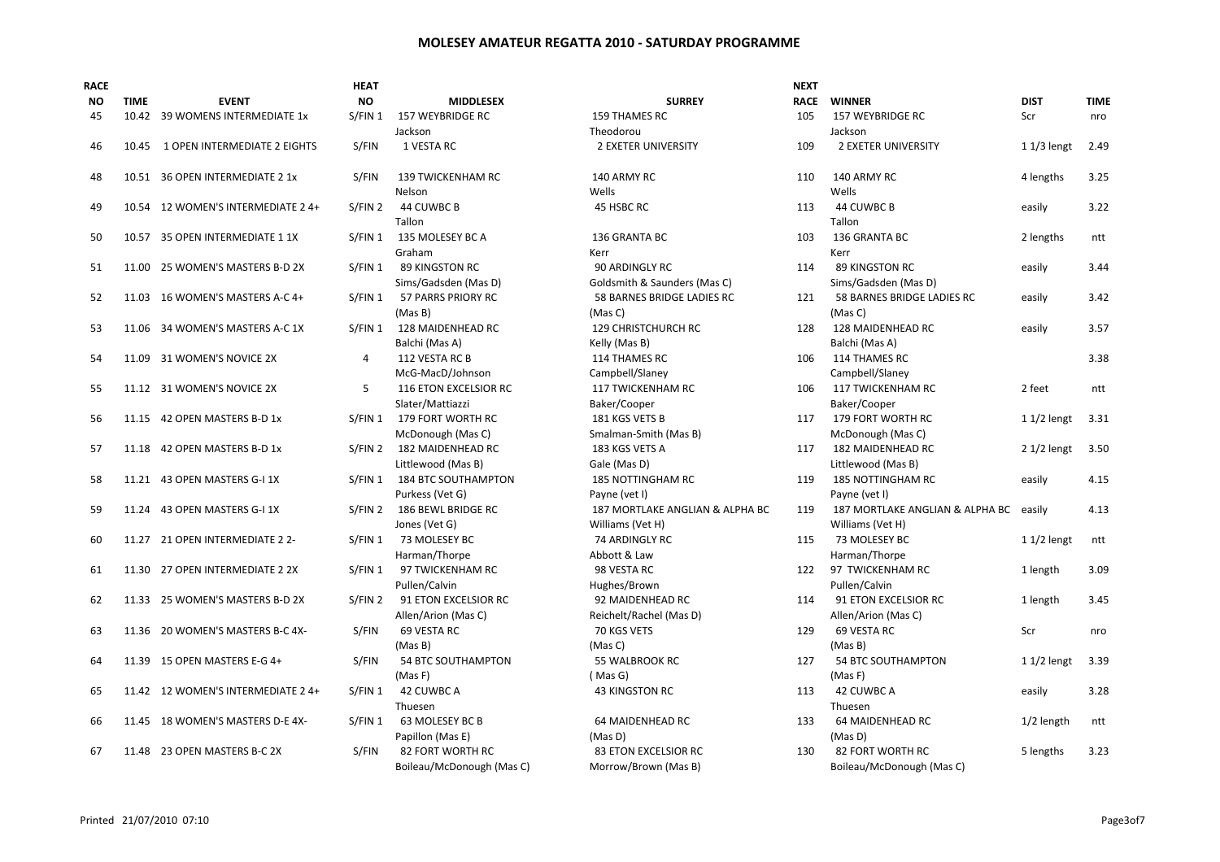# MOLESEY AMATEUR REGATTA 2010 - SATURDAY PROGRAMME

| RACE NO | TIME | EVENT | HEAT NO | MIDDLESEX | SURREY | NEXT RACE | WINNER | DIST | TIME |
|---|---|---|---|---|---|---|---|---|---|
| 45 | 10.42 | 39 WOMENS INTERMEDIATE 1x | S/FIN 1 | 157 WEYBRIDGE RC<br>Jackson | 159 THAMES RC<br>Theodorou | 105 | 157 WEYBRIDGE RC<br>Jackson | Scr | nro |
| 46 | 10.45 | 1 OPEN INTERMEDIATE 2 EIGHTS | S/FIN | 1 VESTA RC | 2 EXETER UNIVERSITY | 109 | 2 EXETER UNIVERSITY | 1 1/3 lengt | 2.49 |
| 48 | 10.51 | 36 OPEN INTERMEDIATE 2 1x | S/FIN | 139 TWICKENHAM RC<br>Nelson | 140 ARMY RC<br>Wells | 110 | 140 ARMY RC<br>Wells | 4 lengths | 3.25 |
| 49 | 10.54 | 12 WOMEN'S INTERMEDIATE 2 4+ | S/FIN 2 | 44 CUWBC B<br>Tallon | 45 HSBC RC | 113 | 44 CUWBC B<br>Tallon | easily | 3.22 |
| 50 | 10.57 | 35 OPEN INTERMEDIATE 1 1X | S/FIN 1 | 135 MOLESEY BC A<br>Graham | 136 GRANTA BC<br>Kerr | 103 | 136 GRANTA BC<br>Kerr | 2 lengths | ntt |
| 51 | 11.00 | 25 WOMEN'S MASTERS B-D 2X | S/FIN 1 | 89 KINGSTON RC<br>Sims/Gadsden (Mas D) | 90 ARDINGLY RC<br>Goldsmith & Saunders (Mas C) | 114 | 89 KINGSTON RC<br>Sims/Gadsden (Mas D) | easily | 3.44 |
| 52 | 11.03 | 16 WOMEN'S MASTERS A-C 4+ | S/FIN 1 | 57 PARRS PRIORY RC<br>(Mas B) | 58 BARNES BRIDGE LADIES RC<br>(Mas C) | 121 | 58 BARNES BRIDGE LADIES RC<br>(Mas C) | easily | 3.42 |
| 53 | 11.06 | 34 WOMEN'S MASTERS A-C 1X | S/FIN 1 | 128 MAIDENHEAD RC<br>Balchi (Mas A) | 129 CHRISTCHURCH RC<br>Kelly (Mas B) | 128 | 128 MAIDENHEAD RC<br>Balchi (Mas A) | easily | 3.57 |
| 54 | 11.09 | 31 WOMEN'S NOVICE 2X | 4 | 112 VESTA RC B<br>McG-MacD/Johnson | 114 THAMES RC<br>Campbell/Slaney | 106 | 114 THAMES RC<br>Campbell/Slaney | | 3.38 |
| 55 | 11.12 | 31 WOMEN'S NOVICE 2X | 5 | 116 ETON EXCELSIOR RC<br>Slater/Mattiazzi | 117 TWICKENHAM RC<br>Baker/Cooper | 106 | 117 TWICKENHAM RC<br>Baker/Cooper | 2 feet | ntt |
| 56 | 11.15 | 42 OPEN MASTERS B-D 1x | S/FIN 1 | 179 FORT WORTH RC<br>McDonough (Mas C) | 181 KGS VETS B<br>Smalman-Smith (Mas B) | 117 | 179 FORT WORTH RC<br>McDonough (Mas C) | 1 1/2 lengt | 3.31 |
| 57 | 11.18 | 42 OPEN MASTERS B-D 1x | S/FIN 2 | 182 MAIDENHEAD RC<br>Littlewood (Mas B) | 183 KGS VETS A<br>Gale (Mas D) | 117 | 182 MAIDENHEAD RC<br>Littlewood (Mas B) | 2 1/2 lengt | 3.50 |
| 58 | 11.21 | 43 OPEN MASTERS G-I 1X | S/FIN 1 | 184 BTC SOUTHAMPTON<br>Purkess (Vet G) | 185 NOTTINGHAM RC<br>Payne (vet I) | 119 | 185 NOTTINGHAM RC<br>Payne (vet I) | easily | 4.15 |
| 59 | 11.24 | 43 OPEN MASTERS G-I 1X | S/FIN 2 | 186 BEWL BRIDGE RC<br>Jones (Vet G) | 187 MORTLAKE ANGLIAN & ALPHA BC<br>Williams (Vet H) | 119 | 187 MORTLAKE ANGLIAN & ALPHA BC<br>Williams (Vet H) | easily | 4.13 |
| 60 | 11.27 | 21 OPEN INTERMEDIATE 2 2- | S/FIN 1 | 73 MOLESEY BC<br>Harman/Thorpe | 74 ARDINGLY RC<br>Abbott & Law | 115 | 73 MOLESEY BC<br>Harman/Thorpe | 1 1/2 lengt | ntt |
| 61 | 11.30 | 27 OPEN INTERMEDIATE 2 2X | S/FIN 1 | 97 TWICKENHAM RC<br>Pullen/Calvin | 98 VESTA RC<br>Hughes/Brown | 122 | 97 TWICKENHAM RC<br>Pullen/Calvin | 1 length | 3.09 |
| 62 | 11.33 | 25 WOMEN'S MASTERS B-D 2X | S/FIN 2 | 91 ETON EXCELSIOR RC<br>Allen/Arion (Mas C) | 92 MAIDENHEAD RC<br>Reichelt/Rachel (Mas D) | 114 | 91 ETON EXCELSIOR RC<br>Allen/Arion (Mas C) | 1 length | 3.45 |
| 63 | 11.36 | 20 WOMEN'S MASTERS B-C 4X- | S/FIN | 69 VESTA RC<br>(Mas B) | 70 KGS VETS<br>(Mas C) | 129 | 69 VESTA RC<br>(Mas B) | Scr | nro |
| 64 | 11.39 | 15 OPEN MASTERS E-G 4+ | S/FIN | 54 BTC SOUTHAMPTON<br>(Mas F) | 55 WALBROOK RC<br>( Mas G) | 127 | 54 BTC SOUTHAMPTON<br>(Mas F) | 1 1/2 lengt | 3.39 |
| 65 | 11.42 | 12 WOMEN'S INTERMEDIATE 2 4+ | S/FIN 1 | 42 CUWBC A<br>Thuesen | 43 KINGSTON RC | 113 | 42 CUWBC A<br>Thuesen | easily | 3.28 |
| 66 | 11.45 | 18 WOMEN'S MASTERS D-E 4X- | S/FIN 1 | 63 MOLESEY BC B<br>Papillon (Mas E) | 64 MAIDENHEAD RC<br>(Mas D) | 133 | 64 MAIDENHEAD RC<br>(Mas D) | 1/2 length | ntt |
| 67 | 11.48 | 23 OPEN MASTERS B-C 2X | S/FIN | 82 FORT WORTH RC<br>Boileau/McDonough (Mas C) | 83 ETON EXCELSIOR RC<br>Morrow/Brown (Mas B) | 130 | 82 FORT WORTH RC<br>Boileau/McDonough (Mas C) | 5 lengths | 3.23 |

Printed 21/07/2010 07:10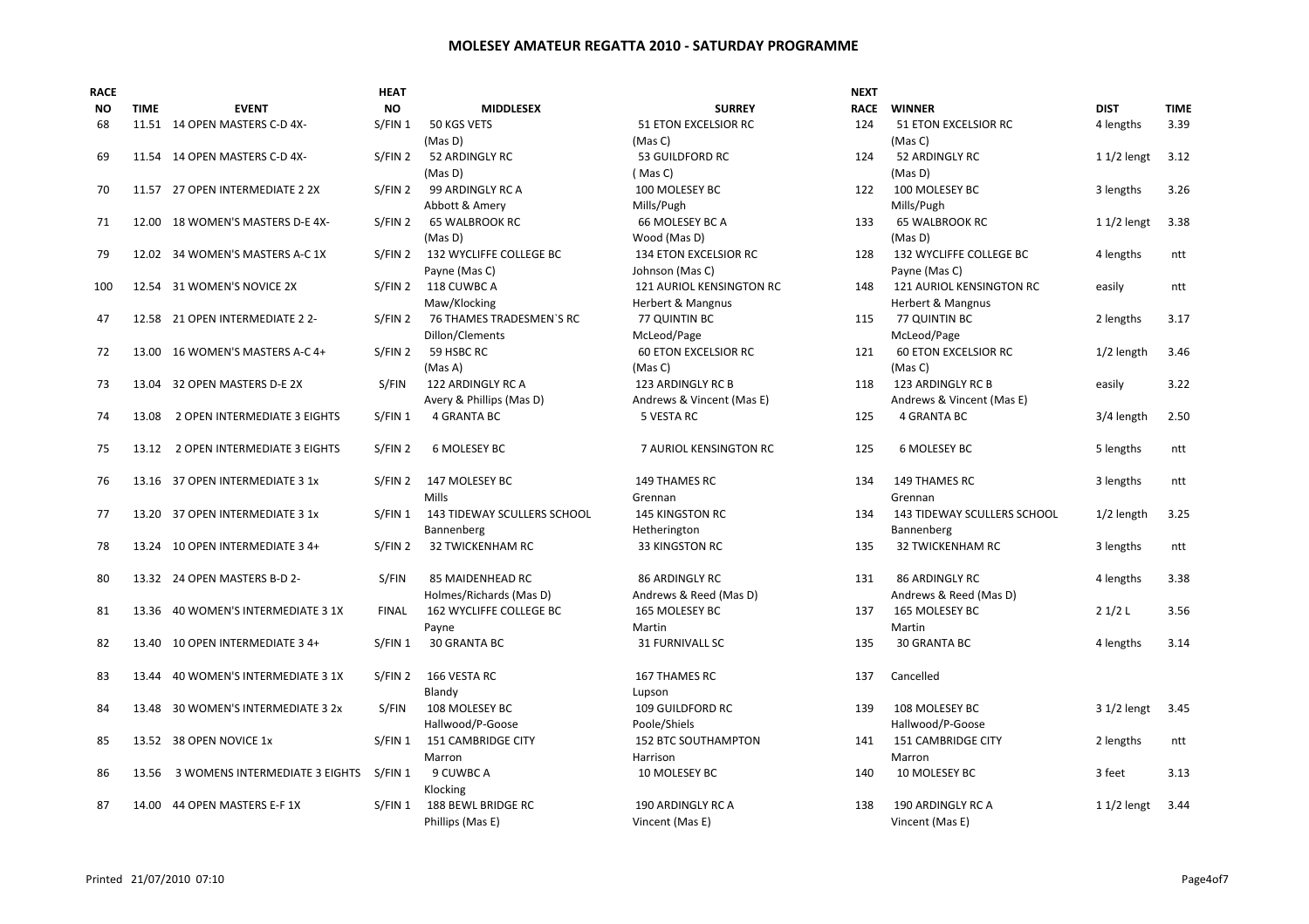# MOLESEY AMATEUR REGATTA 2010 - SATURDAY PROGRAMME

| RACE NO | TIME | EVENT | HEAT NO | MIDDLESEX | SURREY | NEXT RACE | WINNER | DIST | TIME |
|---|---|---|---|---|---|---|---|---|---|
| 68 | 11.51 | 14 OPEN MASTERS C-D 4X- | S/FIN 1 | 50 KGS VETS (Mas D) | 51 ETON EXCELSIOR RC (Mas C) | 124 | 51 ETON EXCELSIOR RC (Mas C) | 4 lengths | 3.39 |
| 69 | 11.54 | 14 OPEN MASTERS C-D 4X- | S/FIN 2 | 52 ARDINGLY RC (Mas D) | 53 GUILDFORD RC ( Mas C) | 124 | 52 ARDINGLY RC (Mas D) | 1 1/2 lengt | 3.12 |
| 70 | 11.57 | 27 OPEN INTERMEDIATE 2 2X | S/FIN 2 | 99 ARDINGLY RC A Abbott & Amery | 100 MOLESEY BC Mills/Pugh | 122 | 100 MOLESEY BC Mills/Pugh | 3 lengths | 3.26 |
| 71 | 12.00 | 18 WOMEN'S MASTERS D-E 4X- | S/FIN 2 | 65 WALBROOK RC (Mas D) | 66 MOLESEY BC A Wood (Mas D) | 133 | 65 WALBROOK RC (Mas D) | 1 1/2 lengt | 3.38 |
| 79 | 12.02 | 34 WOMEN'S MASTERS A-C 1X | S/FIN 2 | 132 WYCLIFFE COLLEGE BC Payne (Mas C) | 134 ETON EXCELSIOR RC Johnson (Mas C) | 128 | 132 WYCLIFFE COLLEGE BC Payne (Mas C) | 4 lengths | ntt |
| 100 | 12.54 | 31 WOMEN'S NOVICE 2X | S/FIN 2 | 118 CUWBC A Maw/Klocking | 121 AURIOL KENSINGTON RC Herbert & Magnus | 148 | 121 AURIOL KENSINGTON RC Herbert & Magnus | easily | ntt |
| 47 | 12.58 | 21 OPEN INTERMEDIATE 2 2- | S/FIN 2 | 76 THAMES TRADESMEN`S RC Dillon/Clements | 77 QUINTIN BC McLeod/Page | 115 | 77 QUINTIN BC McLeod/Page | 2 lengths | 3.17 |
| 72 | 13.00 | 16 WOMEN'S MASTERS A-C 4+ | S/FIN 2 | 59 HSBC RC (Mas A) | 60 ETON EXCELSIOR RC (Mas C) | 121 | 60 ETON EXCELSIOR RC (Mas C) | 1/2 length | 3.46 |
| 73 | 13.04 | 32 OPEN MASTERS D-E 2X | S/FIN | 122 ARDINGLY RC A Avery & Phillips (Mas D) | 123 ARDINGLY RC B Andrews & Vincent (Mas E) | 118 | 123 ARDINGLY RC B Andrews & Vincent (Mas E) | easily | 3.22 |
| 74 | 13.08 | 2 OPEN INTERMEDIATE 3 EIGHTS | S/FIN 1 | 4 GRANTA BC | 5 VESTA RC | 125 | 4 GRANTA BC | 3/4 length | 2.50 |
| 75 | 13.12 | 2 OPEN INTERMEDIATE 3 EIGHTS | S/FIN 2 | 6 MOLESEY BC | 7 AURIOL KENSINGTON RC | 125 | 6 MOLESEY BC | 5 lengths | ntt |
| 76 | 13.16 | 37 OPEN INTERMEDIATE 3 1x | S/FIN 2 | 147 MOLESEY BC Mills | 149 THAMES RC Grennan | 134 | 149 THAMES RC Grennan | 3 lengths | ntt |
| 77 | 13.20 | 37 OPEN INTERMEDIATE 3 1x | S/FIN 1 | 143 TIDEWAY SCULLERS SCHOOL Bannenberg | 145 KINGSTON RC Hetherington | 134 | 143 TIDEWAY SCULLERS SCHOOL Bannenberg | 1/2 length | 3.25 |
| 78 | 13.24 | 10 OPEN INTERMEDIATE 3 4+ | S/FIN 2 | 32 TWICKENHAM RC | 33 KINGSTON RC | 135 | 32 TWICKENHAM RC | 3 lengths | ntt |
| 80 | 13.32 | 24 OPEN MASTERS B-D 2- | S/FIN | 85 MAIDENHEAD RC Holmes/Richards (Mas D) | 86 ARDINGLY RC Andrews & Reed (Mas D) | 131 | 86 ARDINGLY RC Andrews & Reed (Mas D) | 4 lengths | 3.38 |
| 81 | 13.36 | 40 WOMEN'S INTERMEDIATE 3 1X | FINAL | 162 WYCLIFFE COLLEGE BC Payne | 165 MOLESEY BC Martin | 137 | 165 MOLESEY BC Martin | 2 1/2 L | 3.56 |
| 82 | 13.40 | 10 OPEN INTERMEDIATE 3 4+ | S/FIN 1 | 30 GRANTA BC | 31 FURNIVALL SC | 135 | 30 GRANTA BC | 4 lengths | 3.14 |
| 83 | 13.44 | 40 WOMEN'S INTERMEDIATE 3 1X | S/FIN 2 | 166 VESTA RC Blandy | 167 THAMES RC Lupson | 137 | Cancelled | | |
| 84 | 13.48 | 30 WOMEN'S INTERMEDIATE 3 2x | S/FIN | 108 MOLESEY BC Hallwood/P-Goose | 109 GUILDFORD RC Poole/Shiels | 139 | 108 MOLESEY BC Hallwood/P-Goose | 3 1/2 lengt | 3.45 |
| 85 | 13.52 | 38 OPEN NOVICE 1x | S/FIN 1 | 151 CAMBRIDGE CITY Marron | 152 BTC SOUTHAMPTON Harrison | 141 | 151 CAMBRIDGE CITY Marron | 2 lengths | ntt |
| 86 | 13.56 | 3 WOMENS INTERMEDIATE 3 EIGHTS | S/FIN 1 | 9 CUWBC A Klocking | 10 MOLESEY BC | 140 | 10 MOLESEY BC | 3 feet | 3.13 |
| 87 | 14.00 | 44 OPEN MASTERS E-F 1X | S/FIN 1 | 188 BEWL BRIDGE RC Phillips (Mas E) | 190 ARDINGLY RC A Vincent (Mas E) | 138 | 190 ARDINGLY RC A Vincent (Mas E) | 1 1/2 lengt | 3.44 |

Printed 21/07/2010 07:10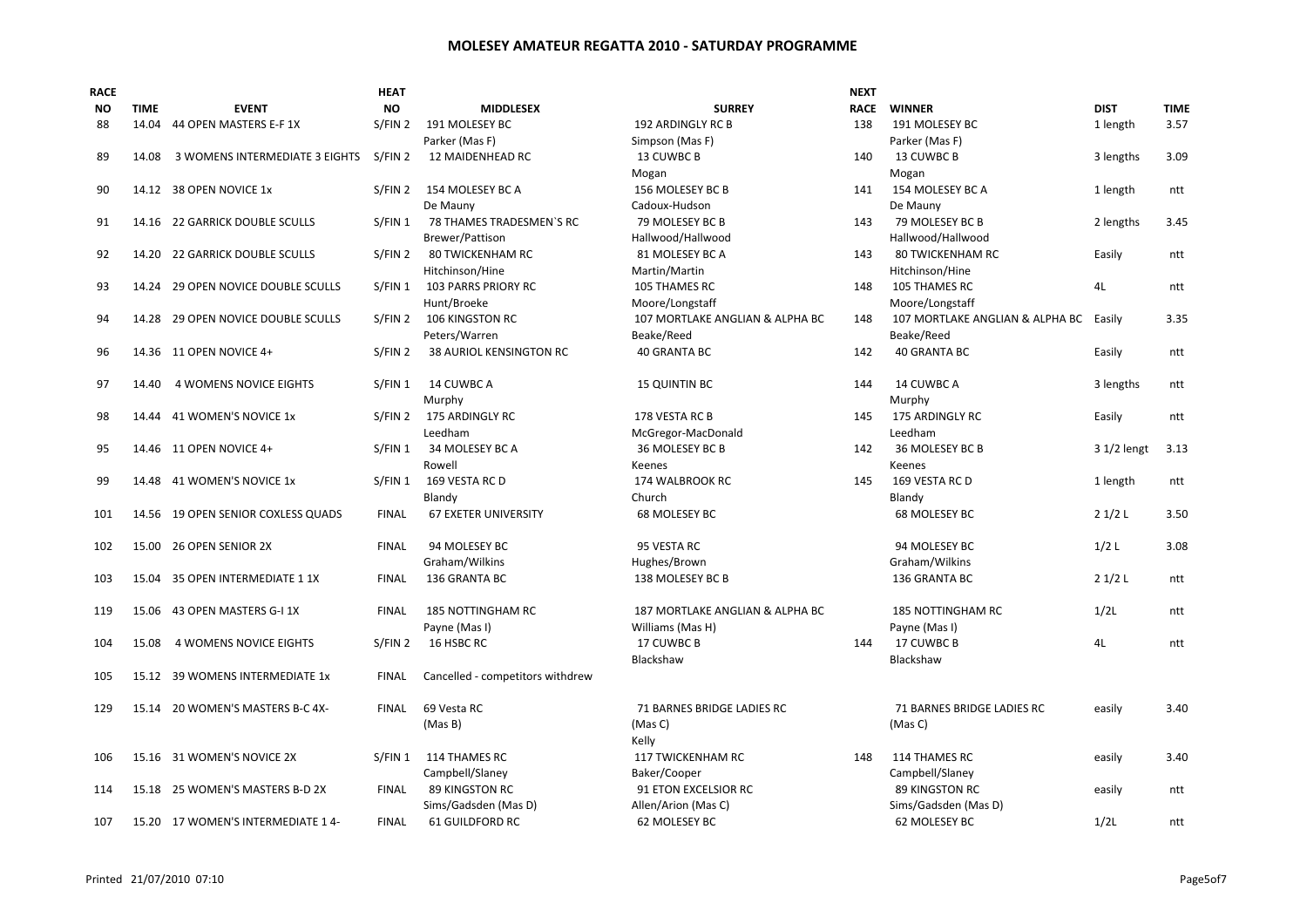# MOLESEY AMATEUR REGATTA 2010 - SATURDAY PROGRAMME

| RACE NO | TIME | EVENT | HEAT NO | MIDDLESEX | SURREY | NEXT RACE | WINNER | DIST | TIME |
|---|---|---|---|---|---|---|---|---|---|
| 88 | 14.04 | 44 OPEN MASTERS E-F 1X | S/FIN 2 | 191 MOLESEY BC<br>Parker (Mas F) | 192 ARDINGLY RC B<br>Simpson (Mas F) | 138 | 191 MOLESEY BC<br>Parker (Mas F) | 1 length | 3.57 |
| 89 | 14.08 | 3 WOMENS INTERMEDIATE 3 EIGHTS | S/FIN 2 | 12 MAIDENHEAD RC | 13 CUWBC B<br>Mogan | 140 | 13 CUWBC B<br>Mogan | 3 lengths | 3.09 |
| 90 | 14.12 | 38 OPEN NOVICE 1x | S/FIN 2 | 154 MOLESEY BC A<br>De Mauny | 156 MOLESEY BC B<br>Cadoux-Hudson | 141 | 154 MOLESEY BC A<br>De Mauny | 1 length | ntt |
| 91 | 14.16 | 22 GARRICK DOUBLE SCULLS | S/FIN 1 | 78 THAMES TRADESMEN`S RC<br>Brewer/Pattison | 79 MOLESEY BC B<br>Hallwood/Hallwood | 143 | 79 MOLESEY BC B<br>Hallwood/Hallwood | 2 lengths | 3.45 |
| 92 | 14.20 | 22 GARRICK DOUBLE SCULLS | S/FIN 2 | 80 TWICKENHAM RC<br>Hitchinson/Hine | 81 MOLESEY BC A<br>Martin/Martin | 143 | 80 TWICKENHAM RC<br>Hitchinson/Hine | Easily | ntt |
| 93 | 14.24 | 29 OPEN NOVICE DOUBLE SCULLS | S/FIN 1 | 103 PARRS PRIORY RC<br>Hunt/Broeke | 105 THAMES RC<br>Moore/Longstaff | 148 | 105 THAMES RC<br>Moore/Longstaff | 4L | ntt |
| 94 | 14.28 | 29 OPEN NOVICE DOUBLE SCULLS | S/FIN 2 | 106 KINGSTON RC<br>Peters/Warren | 107 MORTLAKE ANGLIAN & ALPHA BC<br>Beake/Reed | 148 | 107 MORTLAKE ANGLIAN & ALPHA BC<br>Beake/Reed | Easily | 3.35 |
| 96 | 14.36 | 11 OPEN NOVICE 4+ | S/FIN 2 | 38 AURIOL KENSINGTON RC | 40 GRANTA BC | 142 | 40 GRANTA BC | Easily | ntt |
| 97 | 14.40 | 4 WOMENS NOVICE EIGHTS | S/FIN 1 | 14 CUWBC A<br>Murphy | 15 QUINTIN BC | 144 | 14 CUWBC A<br>Murphy | 3 lengths | ntt |
| 98 | 14.44 | 41 WOMEN'S NOVICE 1x | S/FIN 2 | 175 ARDINGLY RC<br>Leedham | 178 VESTA RC B<br>McGregor-MacDonald | 145 | 175 ARDINGLY RC<br>Leedham | Easily | ntt |
| 95 | 14.46 | 11 OPEN NOVICE 4+ | S/FIN 1 | 34 MOLESEY BC A<br>Rowell | 36 MOLESEY BC B<br>Keenes | 142 | 36 MOLESEY BC B<br>Keenes | 3 1/2 lengt | 3.13 |
| 99 | 14.48 | 41 WOMEN'S NOVICE 1x | S/FIN 1 | 169 VESTA RC D<br>Blandy | 174 WALBROOK RC<br>Church | 145 | 169 VESTA RC D<br>Blandy | 1 length | ntt |
| 101 | 14.56 | 19 OPEN SENIOR COXLESS QUADS | FINAL | 67 EXETER UNIVERSITY | 68 MOLESEY BC | | 68 MOLESEY BC | 2 1/2 L | 3.50 |
| 102 | 15.00 | 26 OPEN SENIOR 2X | FINAL | 94 MOLESEY BC<br>Graham/Wilkins | 95 VESTA RC<br>Hughes/Brown | | 94 MOLESEY BC<br>Graham/Wilkins | 1/2 L | 3.08 |
| 103 | 15.04 | 35 OPEN INTERMEDIATE 1 1X | FINAL | 136 GRANTA BC | 138 MOLESEY BC B | | 136 GRANTA BC | 2 1/2 L | ntt |
| 119 | 15.06 | 43 OPEN MASTERS G-I 1X | FINAL | 185 NOTTINGHAM RC<br>Payne (Mas I) | 187 MORTLAKE ANGLIAN & ALPHA BC<br>Williams (Mas H) | | 185 NOTTINGHAM RC<br>Payne (Mas I) | 1/2L | ntt |
| 104 | 15.08 | 4 WOMENS NOVICE EIGHTS | S/FIN 2 | 16 HSBC RC | 17 CUWBC B<br>Blackshaw | 144 | 17 CUWBC B<br>Blackshaw | 4L | ntt |
| 105 | 15.12 | 39 WOMENS INTERMEDIATE 1x | FINAL | Cancelled - competitors withdrew | | | | | |
| 129 | 15.14 | 20 WOMEN'S MASTERS B-C 4X- | FINAL | 69 Vesta RC<br>(Mas B) | 71 BARNES BRIDGE LADIES RC<br>(Mas C)<br>Kelly | | 71 BARNES BRIDGE LADIES RC<br>(Mas C) | easily | 3.40 |
| 106 | 15.16 | 31 WOMEN'S NOVICE 2X | S/FIN 1 | 114 THAMES RC<br>Campbell/Slaney | 117 TWICKENHAM RC<br>Baker/Cooper | 148 | 114 THAMES RC<br>Campbell/Slaney | easily | 3.40 |
| 114 | 15.18 | 25 WOMEN'S MASTERS B-D 2X | FINAL | 89 KINGSTON RC<br>Sims/Gadsden (Mas D) | 91 ETON EXCELSIOR RC<br>Allen/Arion (Mas C) | | 89 KINGSTON RC<br>Sims/Gadsden (Mas D) | easily | ntt |
| 107 | 15.20 | 17 WOMEN'S INTERMEDIATE 1 4- | FINAL | 61 GUILDFORD RC | 62 MOLESEY BC | | 62 MOLESEY BC | 1/2L | ntt |

Printed 21/07/2010 07:10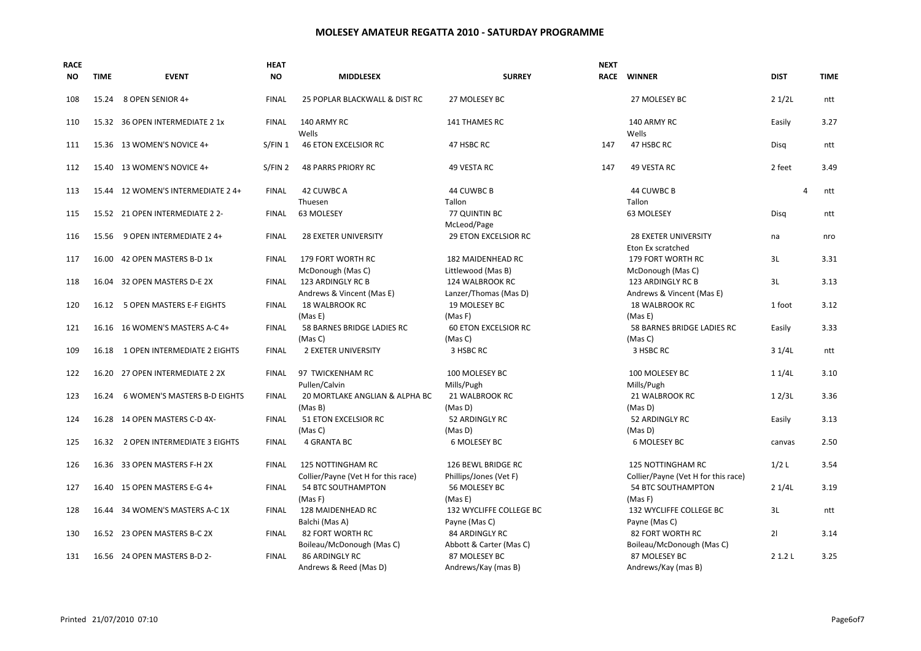# MOLESEY AMATEUR REGATTA 2010 - SATURDAY PROGRAMME

| RACE NO | TIME | EVENT | HEAT NO | MIDDLESEX | SURREY | NEXT RACE | WINNER | DIST | TIME |
|---|---|---|---|---|---|---|---|---|---|
| 108 | 15.24 | 8 OPEN SENIOR 4+ | FINAL | 25 POPLAR BLACKWALL & DIST RC | 27 MOLESEY BC | | 27 MOLESEY BC | 2 1/2L | ntt |
| 110 | 15.32 | 36 OPEN INTERMEDIATE 2 1x | FINAL | 140 ARMY RC Wells | 141 THAMES RC | | 140 ARMY RC Wells | Easily | 3.27 |
| 111 | 15.36 | 13 WOMEN'S NOVICE 4+ | S/FIN 1 | 46 ETON EXCELSIOR RC | 47 HSBC RC | 147 | 47 HSBC RC | Disq | ntt |
| 112 | 15.40 | 13 WOMEN'S NOVICE 4+ | S/FIN 2 | 48 PARRS PRIORY RC | 49 VESTA RC | 147 | 49 VESTA RC | 2 feet | 3.49 |
| 113 | 15.44 | 12 WOMEN'S INTERMEDIATE 2 4+ | FINAL | 42 CUWBC A Thuesen | 44 CUWBC B Tallon | | 44 CUWBC B Tallon | 4 | ntt |
| 115 | 15.52 | 21 OPEN INTERMEDIATE 2 2- | FINAL | 63 MOLESEY | 77 QUINTIN BC McLeod/Page | | 63 MOLESEY | Disq | ntt |
| 116 | 15.56 | 9 OPEN INTERMEDIATE 2 4+ | FINAL | 28 EXETER UNIVERSITY | 29 ETON EXCELSIOR RC | | 28 EXETER UNIVERSITY Eton Ex scratched | na | nro |
| 117 | 16.00 | 42 OPEN MASTERS B-D 1x | FINAL | 179 FORT WORTH RC McDonough (Mas C) | 182 MAIDENHEAD RC Littlewood (Mas B) | | 179 FORT WORTH RC McDonough (Mas C) | 3L | 3.31 |
| 118 | 16.04 | 32 OPEN MASTERS D-E 2X | FINAL | 123 ARDINGLY RC B Andrews & Vincent (Mas E) | 124 WALBROOK RC Lanzer/Thomas (Mas D) | | 123 ARDINGLY RC B Andrews & Vincent (Mas E) | 3L | 3.13 |
| 120 | 16.12 | 5 OPEN MASTERS E-F EIGHTS | FINAL | 18 WALBROOK RC (Mas E) | 19 MOLESEY BC (Mas F) | | 18 WALBROOK RC (Mas E) | 1 foot | 3.12 |
| 121 | 16.16 | 16 WOMEN'S MASTERS A-C 4+ | FINAL | 58 BARNES BRIDGE LADIES RC (Mas C) | 60 ETON EXCELSIOR RC (Mas C) | | 58 BARNES BRIDGE LADIES RC (Mas C) | Easily | 3.33 |
| 109 | 16.18 | 1 OPEN INTERMEDIATE 2 EIGHTS | FINAL | 2 EXETER UNIVERSITY | 3 HSBC RC | | 3 HSBC RC | 3 1/4L | ntt |
| 122 | 16.20 | 27 OPEN INTERMEDIATE 2 2X | FINAL | 97 TWICKENHAM RC Pullen/Calvin | 100 MOLESEY BC Mills/Pugh | | 100 MOLESEY BC Mills/Pugh | 1 1/4L | 3.10 |
| 123 | 16.24 | 6 WOMEN'S MASTERS B-D EIGHTS | FINAL | 20 MORTLAKE ANGLIAN & ALPHA BC (Mas B) | 21 WALBROOK RC (Mas D) | | 21 WALBROOK RC (Mas D) | 1 2/3L | 3.36 |
| 124 | 16.28 | 14 OPEN MASTERS C-D 4X- | FINAL | 51 ETON EXCELSIOR RC (Mas C) | 52 ARDINGLY RC (Mas D) | | 52 ARDINGLY RC (Mas D) | Easily | 3.13 |
| 125 | 16.32 | 2 OPEN INTERMEDIATE 3 EIGHTS | FINAL | 4 GRANTA BC | 6 MOLESEY BC | | 6 MOLESEY BC | canvas | 2.50 |
| 126 | 16.36 | 33 OPEN MASTERS F-H 2X | FINAL | 125 NOTTINGHAM RC Collier/Payne (Vet H for this race) | 126 BEWL BRIDGE RC Phillips/Jones (Vet F) | | 125 NOTTINGHAM RC Collier/Payne (Vet H for this race) | 1/2 L | 3.54 |
| 127 | 16.40 | 15 OPEN MASTERS E-G 4+ | FINAL | 54 BTC SOUTHAMPTON (Mas F) | 56 MOLESEY BC (Mas E) | | 54 BTC SOUTHAMPTON (Mas F) | 2 1/4L | 3.19 |
| 128 | 16.44 | 34 WOMEN'S MASTERS A-C 1X | FINAL | 128 MAIDENHEAD RC Balchi (Mas A) | 132 WYCLIFFE COLLEGE BC Payne (Mas C) | | 132 WYCLIFFE COLLEGE BC Payne (Mas C) | 3L | ntt |
| 130 | 16.52 | 23 OPEN MASTERS B-C 2X | FINAL | 82 FORT WORTH RC Boileau/McDonough (Mas C) | 84 ARDINGLY RC Abbott & Carter (Mas C) | | 82 FORT WORTH RC Boileau/McDonough (Mas C) | 2l | 3.14 |
| 131 | 16.56 | 24 OPEN MASTERS B-D 2- | FINAL | 86 ARDINGLY RC Andrews & Reed (Mas D) | 87 MOLESEY BC Andrews/Kay (mas B) | | 87 MOLESEY BC Andrews/Kay (mas B) | 2 1.2 L | 3.25 |

Printed 21/07/2010 07:10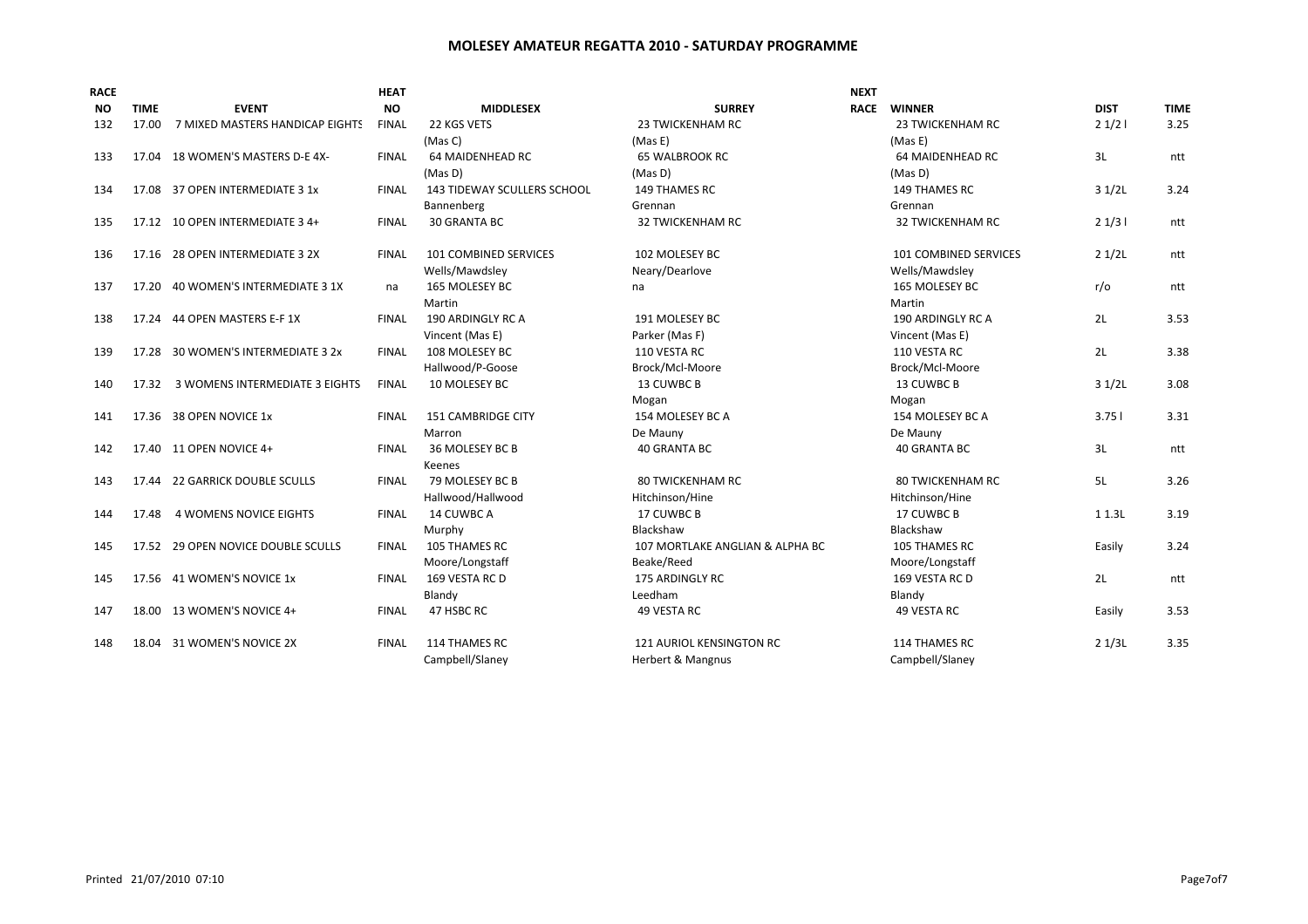# MOLESEY AMATEUR REGATTA 2010 - SATURDAY PROGRAMME

| RACE NO | TIME | EVENT | HEAT NO | MIDDLESEX | SURREY | NEXT RACE | WINNER | DIST | TIME |
|---|---|---|---|---|---|---|---|---|---|
| 132 | 17.00 | 7 MIXED MASTERS HANDICAP EIGHTS | FINAL | 22 KGS VETS (Mas C) | 23 TWICKENHAM RC (Mas E) | | 23 TWICKENHAM RC (Mas E) | 2 1/2 l | 3.25 |
| 133 | 17.04 | 18 WOMEN'S MASTERS D-E 4X- | FINAL | 64 MAIDENHEAD RC (Mas D) | 65 WALBROOK RC (Mas D) | | 64 MAIDENHEAD RC (Mas D) | 3L | ntt |
| 134 | 17.08 | 37 OPEN INTERMEDIATE 3 1x | FINAL | 143 TIDEWAY SCULLERS SCHOOL Bannenberg | 149 THAMES RC Grennan | | 149 THAMES RC Grennan | 3 1/2L | 3.24 |
| 135 | 17.12 | 10 OPEN INTERMEDIATE 3 4+ | FINAL | 30 GRANTA BC | 32 TWICKENHAM RC | | 32 TWICKENHAM RC | 2 1/3 l | ntt |
| 136 | 17.16 | 28 OPEN INTERMEDIATE 3 2X | FINAL | 101 COMBINED SERVICES Wells/Mawdsley | 102 MOLESEY BC Neary/Dearlove | | 101 COMBINED SERVICES Wells/Mawdsley | 2 1/2L | ntt |
| 137 | 17.20 | 40 WOMEN'S INTERMEDIATE 3 1X | na | 165 MOLESEY BC Martin | na | | 165 MOLESEY BC Martin | r/o | ntt |
| 138 | 17.24 | 44 OPEN MASTERS E-F 1X | FINAL | 190 ARDINGLY RC A Vincent (Mas E) | 191 MOLESEY BC Parker (Mas F) | | 190 ARDINGLY RC A Vincent (Mas E) | 2L | 3.53 |
| 139 | 17.28 | 30 WOMEN'S INTERMEDIATE 3 2x | FINAL | 108 MOLESEY BC Hallwood/P-Goose | 110 VESTA RC Brock/Mcl-Moore | | 110 VESTA RC Brock/Mcl-Moore | 2L | 3.38 |
| 140 | 17.32 | 3 WOMENS INTERMEDIATE 3 EIGHTS | FINAL | 10 MOLESEY BC | 13 CUWBC B Mogan | | 13 CUWBC B Mogan | 3 1/2L | 3.08 |
| 141 | 17.36 | 38 OPEN NOVICE 1x | FINAL | 151 CAMBRIDGE CITY Marron | 154 MOLESEY BC A De Mauny | | 154 MOLESEY BC A De Mauny | 3.75 l | 3.31 |
| 142 | 17.40 | 11 OPEN NOVICE 4+ | FINAL | 36 MOLESEY BC B Keenes | 40 GRANTA BC | | 40 GRANTA BC | 3L | ntt |
| 143 | 17.44 | 22 GARRICK DOUBLE SCULLS | FINAL | 79 MOLESEY BC B Hallwood/Hallwood | 80 TWICKENHAM RC Hitchinson/Hine | | 80 TWICKENHAM RC Hitchinson/Hine | 5L | 3.26 |
| 144 | 17.48 | 4 WOMENS NOVICE EIGHTS | FINAL | 14 CUWBC A Murphy | 17 CUWBC B Blackshaw | | 17 CUWBC B Blackshaw | 1 1.3L | 3.19 |
| 145 | 17.52 | 29 OPEN NOVICE DOUBLE SCULLS | FINAL | 105 THAMES RC Moore/Longstaff | 107 MORTLAKE ANGLIAN & ALPHA BC Beake/Reed | | 105 THAMES RC Moore/Longstaff | Easily | 3.24 |
| 145 | 17.56 | 41 WOMEN'S NOVICE 1x | FINAL | 169 VESTA RC D Blandy | 175 ARDINGLY RC Leedham | | 169 VESTA RC D Blandy | 2L | ntt |
| 147 | 18.00 | 13 WOMEN'S NOVICE 4+ | FINAL | 47 HSBC RC | 49 VESTA RC | | 49 VESTA RC | Easily | 3.53 |
| 148 | 18.04 | 31 WOMEN'S NOVICE 2X | FINAL | 114 THAMES RC Campbell/Slaney | 121 AURIOL KENSINGTON RC Herbert & Mangnus | | 114 THAMES RC Campbell/Slaney | 2 1/3L | 3.35 |

Printed 21/07/2010 07:10